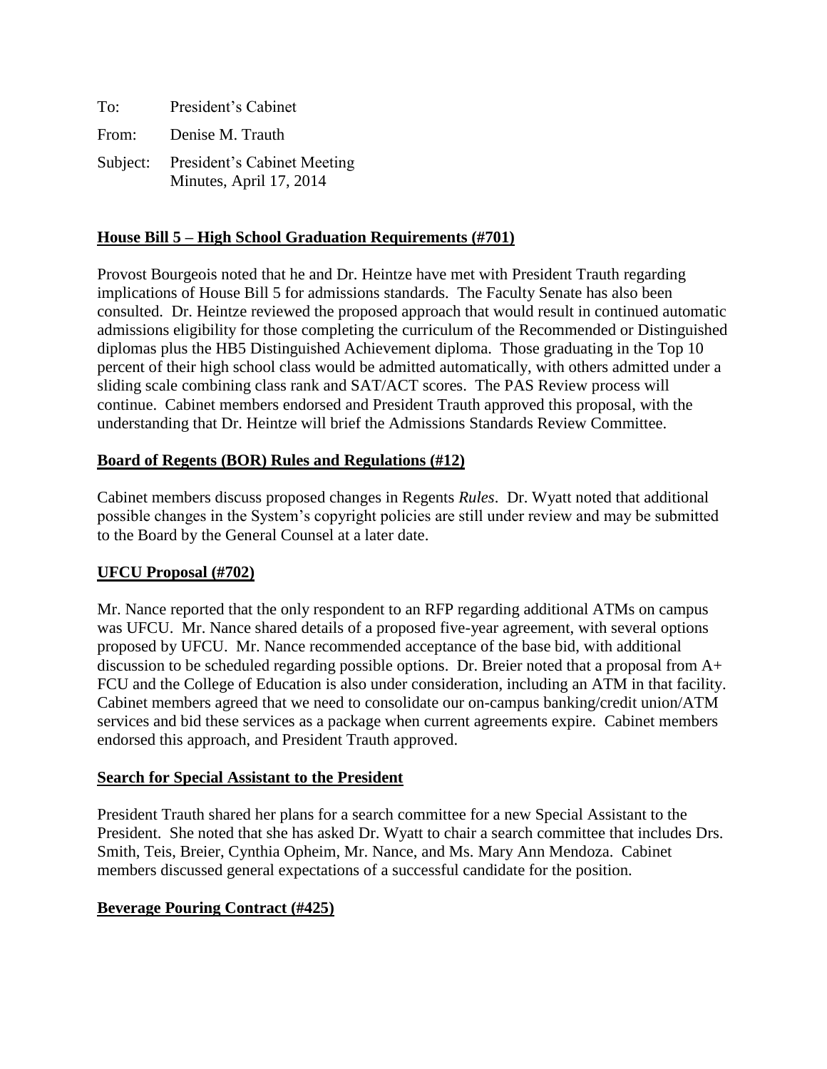To: President's Cabinet

From: Denise M. Trauth

Subject: President's Cabinet Meeting Minutes, April 17, 2014

**House Bill 5 – High School Graduation Requirements (#701)**

Provost Bourgeois noted that he and Dr. Heintze have met with President Trauth regarding implications of House Bill 5 for admissions standards. The Faculty Senate has also been consulted. Dr. Heintze reviewed the proposed approach that would result in continued automatic admissions eligibility for those completing the curriculum of the Recommended or Distinguished diplomas plus the HB5 Distinguished Achievement diploma. Those graduating in the Top 10 percent of their high school class would be admitted automatically, with others admitted under a sliding scale combining class rank and SAT/ACT scores. The PAS Review process will continue. Cabinet members endorsed and President Trauth approved this proposal, with the understanding that Dr. Heintze will brief the Admissions Standards Review Committee.

**Board of Regents (BOR) Rules and Regulations (#12)**

Cabinet members discuss proposed changes in Regents *Rules*. Dr. Wyatt noted that additional possible changes in the System's copyright policies are still under review and may be submitted to the Board by the General Counsel at a later date.

**UFCU Proposal (#702)**

Mr. Nance reported that the only respondent to an RFP regarding additional ATMs on campus was UFCU. Mr. Nance shared details of a proposed five-year agreement, with several options proposed by UFCU. Mr. Nance recommended acceptance of the base bid, with additional discussion to be scheduled regarding possible options. Dr. Breier noted that a proposal from A+ FCU and the College of Education is also under consideration, including an ATM in that facility. Cabinet members agreed that we need to consolidate our on-campus banking/credit union/ATM services and bid these services as a package when current agreements expire. Cabinet members endorsed this approach, and President Trauth approved.

**Search for Special Assistant to the President**

President Trauth shared her plans for a search committee for a new Special Assistant to the President. She noted that she has asked Dr. Wyatt to chair a search committee that includes Drs. Smith, Teis, Breier, Cynthia Opheim, Mr. Nance, and Ms. Mary Ann Mendoza. Cabinet members discussed general expectations of a successful candidate for the position.

**Beverage Pouring Contract (#425)**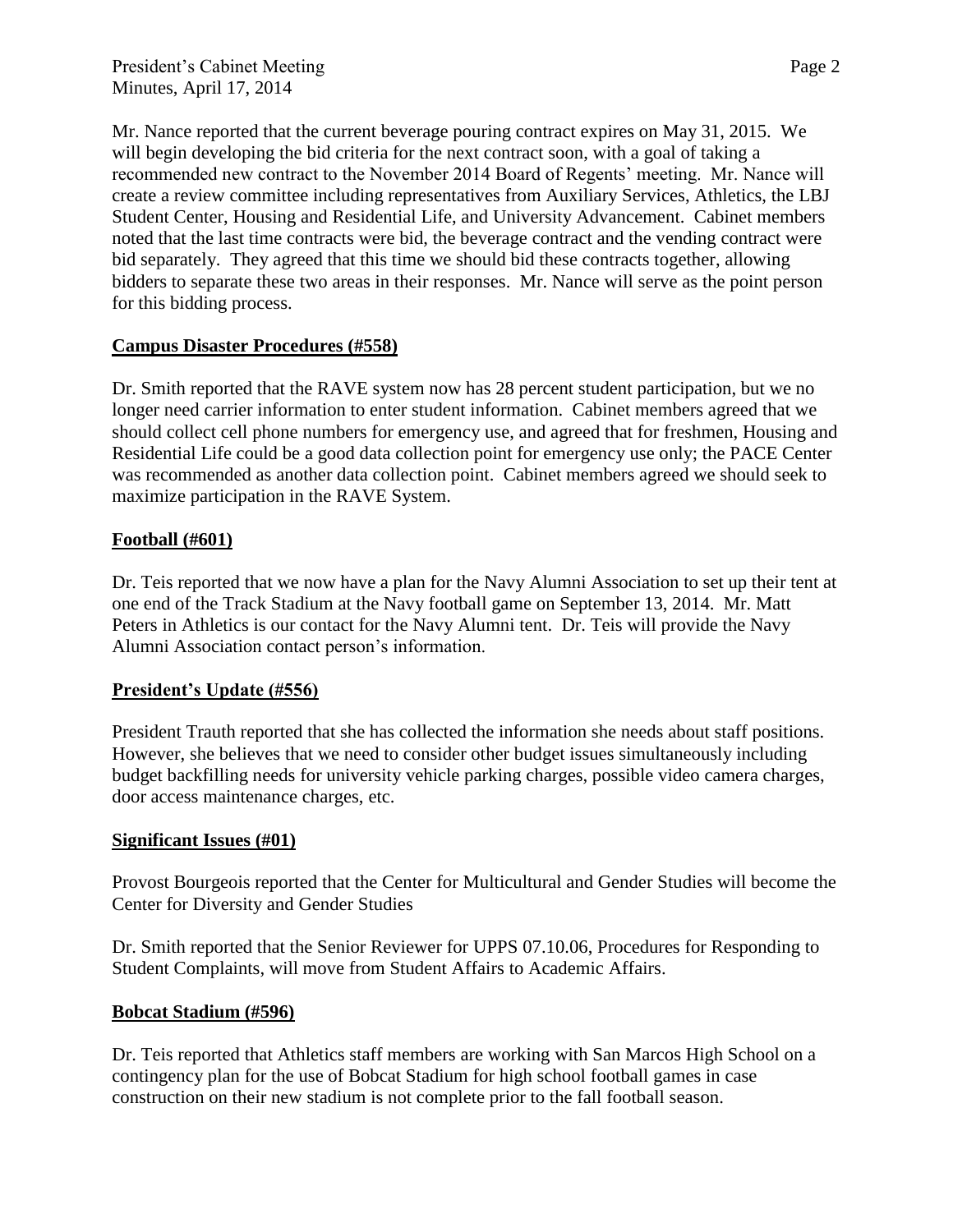Mr. Nance reported that the current beverage pouring contract expires on May 31, 2015. We will begin developing the bid criteria for the next contract soon, with a goal of taking a recommended new contract to the November 2014 Board of Regents' meeting. Mr. Nance will create a review committee including representatives from Auxiliary Services, Athletics, the LBJ Student Center, Housing and Residential Life, and University Advancement. Cabinet members noted that the last time contracts were bid, the beverage contract and the vending contract were bid separately. They agreed that this time we should bid these contracts together, allowing bidders to separate these two areas in their responses. Mr. Nance will serve as the point person for this bidding process.

**Campus Disaster Procedures (#558)**

Dr. Smith reported that the RAVE system now has 28 percent student participation, but we no longer need carrier information to enter student information. Cabinet members agreed that we should collect cell phone numbers for emergency use, and agreed that for freshmen, Housing and Residential Life could be a good data collection point for emergency use only; the PACE Center was recommended as another data collection point. Cabinet members agreed we should seek to maximize participation in the RAVE System.

**Football (#601)**

Dr. Teis reported that we now have a plan for the Navy Alumni Association to set up their tent at one end of the Track Stadium at the Navy football game on September 13, 2014. Mr. Matt Peters in Athletics is our contact for the Navy Alumni tent. Dr. Teis will provide the Navy Alumni Association contact person's information.

**President's Update (#556)**

President Trauth reported that she has collected the information she needs about staff positions. However, she believes that we need to consider other budget issues simultaneously including budget backfilling needs for university vehicle parking charges, possible video camera charges, door access maintenance charges, etc.

**Significant Issues (#01)**

Provost Bourgeois reported that the Center for Multicultural and Gender Studies will become the Center for Diversity and Gender Studies

Dr. Smith reported that the Senior Reviewer for UPPS 07.10.06, Procedures for Responding to Student Complaints, will move from Student Affairs to Academic Affairs.

**Bobcat Stadium (#596)**

Dr. Teis reported that Athletics staff members are working with San Marcos High School on a contingency plan for the use of Bobcat Stadium for high school football games in case construction on their new stadium is not complete prior to the fall football season.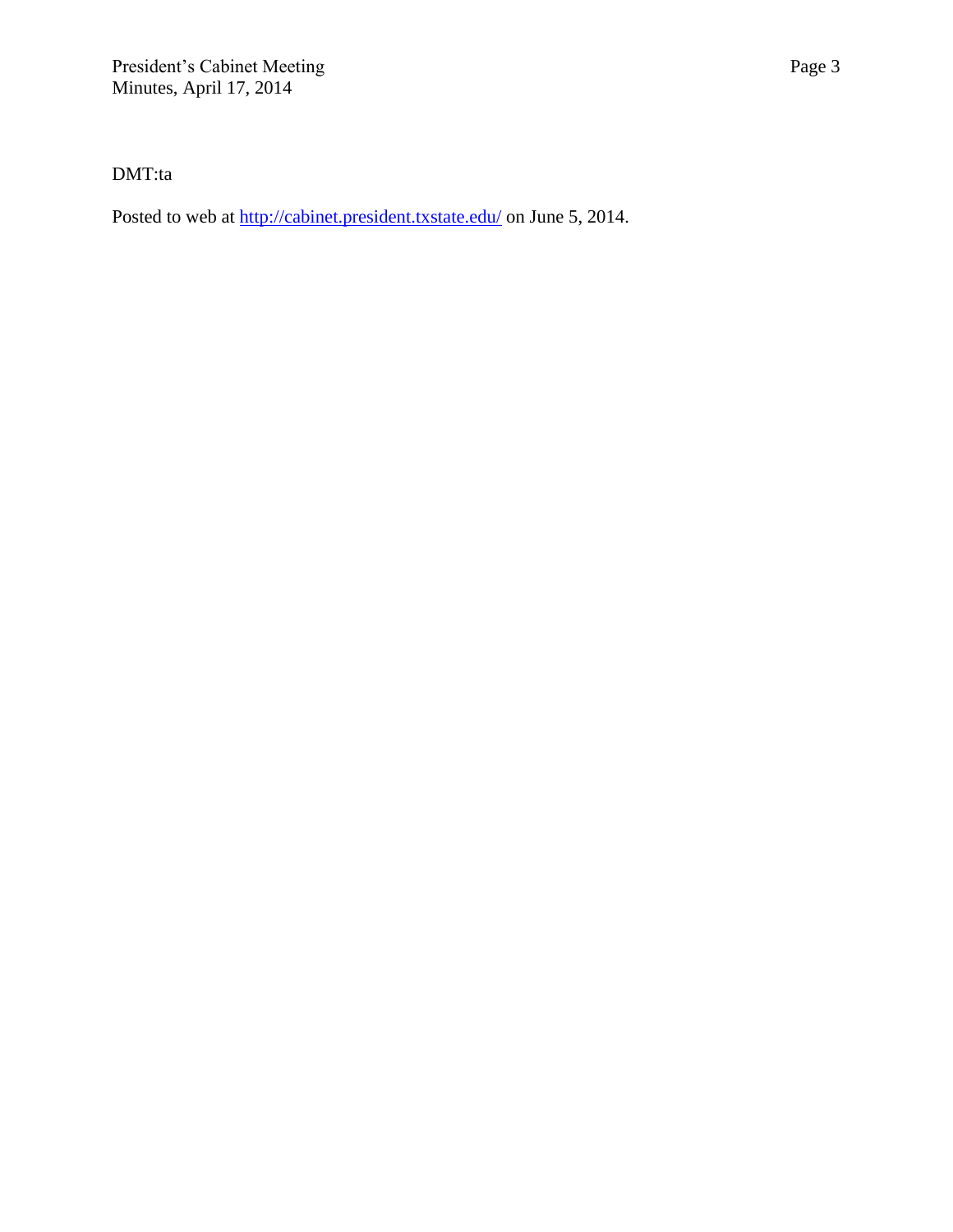DMT:ta

Posted to web at http://cabinet.president.txstate.edu/ on June 5, 2014.